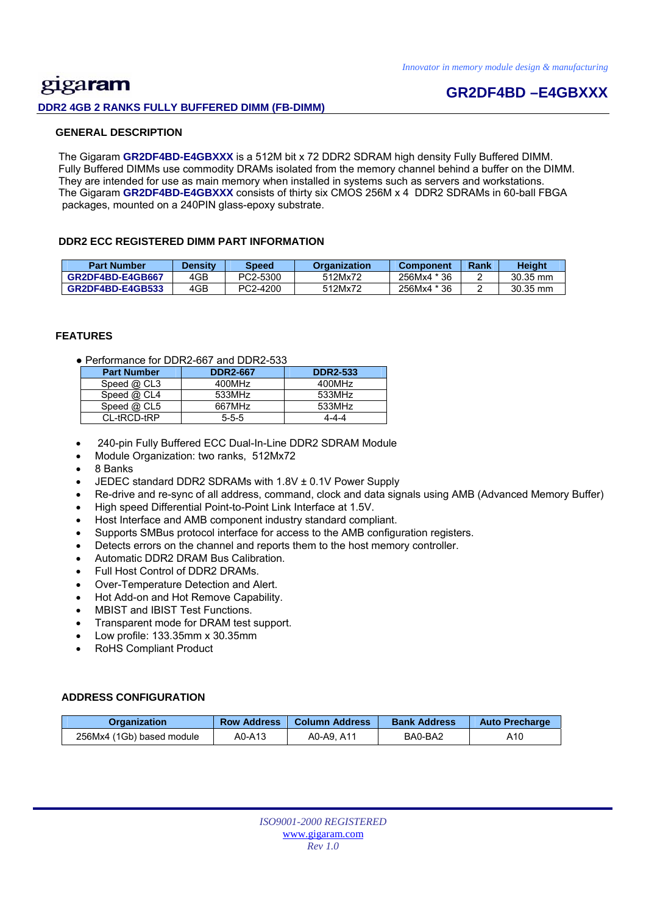# gigaram

*Innovator in memory module design & manufacturing*

## GR2DF4BD –E4GBXXX

**DDR2 4GB 2 RANKS FULLY BUFFERED DIMM (FB-DIMM)**

### GENERAL DESCRIPTION

The Gigaram **GR2DF4BD-E4GBXXX** is a 512M bit x 72 DDR2 SDRAM high density Fully Buffered DIMM. Fully Buffered DIMMs use commodity DRAMs isolated from the memory channel behind a buffer on the DIMM. They are intended for use as main memory when installed in systems such as servers and workstations.
The Gigaram **GR2DF4BD-E4GBXXX** consists of thirty six CMOS 256M x 4 DDR2 SDRAMs in 60-ball FBGA packages, mounted on a 240PIN glass-epoxy substrate.

### DDR2 ECC REGISTERED DIMM PART INFORMATION

| Part Number | Density | Speed | Organization | Component | Rank | Height |
|---|---|---|---|---|---|---|
| **GR2DF4BD-E4GB667** | 4GB | PC2-5300 | 512Mx72 | 256Mx4 * 36 | 2 | 30.35 mm |
| **GR2DF4BD-E4GB533** | 4GB | PC2-4200 | 512Mx72 | 256Mx4 * 36 | 2 | 30.35 mm |

### FEATURES

- Performance for DDR2-667 and DDR2-533

| Part Number | DDR2-667 | DDR2-533 |
|---|---|---|
| Speed @ CL3 | 400MHz | 400MHz |
| Speed @ CL4 | 533MHz | 533MHz |
| Speed @ CL5 | 667MHz | 533MHz |
| CL-tRCD-tRP | 5-5-5 | 4-4-4 |

- 240-pin Fully Buffered ECC Dual-In-Line DDR2 SDRAM Module
- Module Organization: two ranks, 512Mx72
- 8 Banks
- JEDEC standard DDR2 SDRAMs with 1.8V ± 0.1V Power Supply
- Re-drive and re-sync of all address, command, clock and data signals using AMB (Advanced Memory Buffer)
- High speed Differential Point-to-Point Link Interface at 1.5V.
- Host Interface and AMB component industry standard compliant.
- Supports SMBus protocol interface for access to the AMB configuration registers.
- Detects errors on the channel and reports them to the host memory controller.
- Automatic DDR2 DRAM Bus Calibration.
- Full Host Control of DDR2 DRAMs.
- Over-Temperature Detection and Alert.
- Hot Add-on and Hot Remove Capability.
- MBIST and IBIST Test Functions.
- Transparent mode for DRAM test support.
- Low profile: 133.35mm x 30.35mm
- RoHS Compliant Product

### ADDRESS CONFIGURATION

| Organization | Row Address | Column Address | Bank Address | Auto Precharge |
|---|---|---|---|---|
| 256Mx4 (1Gb) based module | A0-A13 | A0-A9, A11 | BA0-BA2 | A10 |

*ISO9001-2000 REGISTERED*
www.gigaram.com
*Rev 1.0*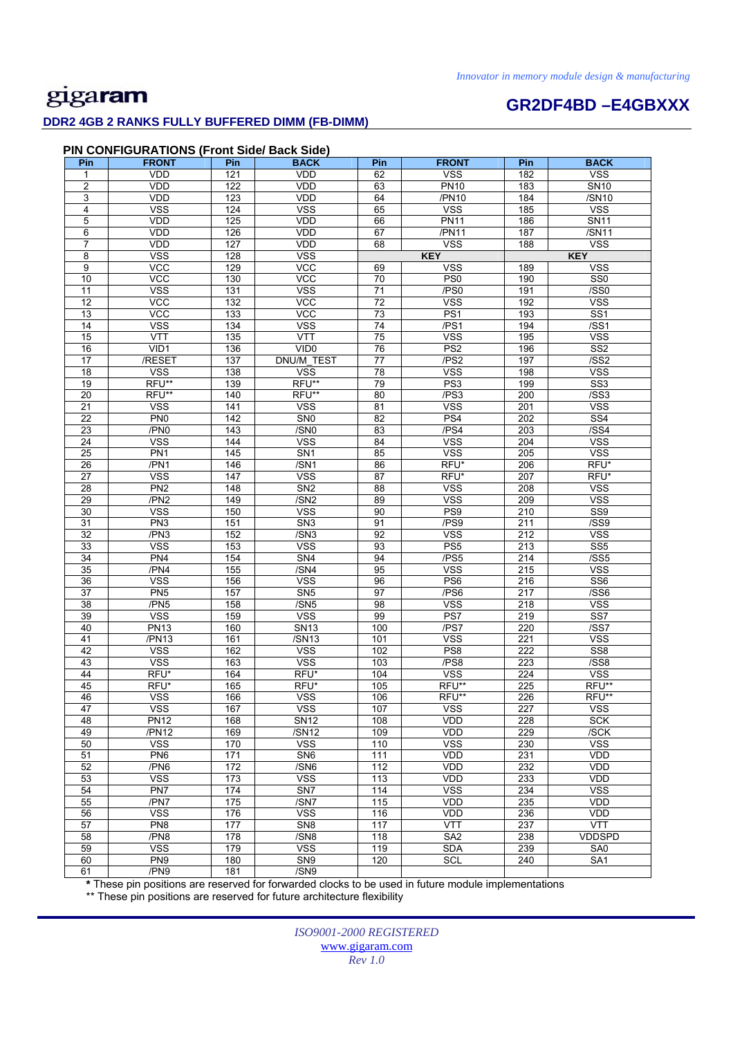**DDR2 4GB 2 RANKS FULLY BUFFERED DIMM (FB-DIMM)**

**GR2DF4BD –E4GBXXX**

### PIN CONFIGURATIONS (Front Side/ Back Side)

| Pin | FRONT | Pin | BACK | Pin | FRONT | Pin | BACK |
|---|---|---|---|---|---|---|---|
| 1 | VDD | 121 | VDD | 62 | VSS | 182 | VSS |
| 2 | VDD | 122 | VDD | 63 | PN10 | 183 | SN10 |
| 3 | VDD | 123 | VDD | 64 | /PN10 | 184 | /SN10 |
| 4 | VSS | 124 | VSS | 65 | VSS | 185 | VSS |
| 5 | VDD | 125 | VDD | 66 | PN11 | 186 | SN11 |
| 6 | VDD | 126 | VDD | 67 | /PN11 | 187 | /SN11 |
| 7 | VDD | 127 | VDD | 68 | VSS | 188 | VSS |
| 8 | VSS | 128 | VSS | KEY | | KEY | |
| 9 | VCC | 129 | VCC | 69 | VSS | 189 | VSS |
| 10 | VCC | 130 | VCC | 70 | PS0 | 190 | SS0 |
| 11 | VSS | 131 | VSS | 71 | /PS0 | 191 | /SS0 |
| 12 | VCC | 132 | VCC | 72 | VSS | 192 | VSS |
| 13 | VCC | 133 | VCC | 73 | PS1 | 193 | SS1 |
| 14 | VSS | 134 | VSS | 74 | /PS1 | 194 | /SS1 |
| 15 | VTT | 135 | VTT | 75 | VSS | 195 | VSS |
| 16 | VID1 | 136 | VID0 | 76 | PS2 | 196 | SS2 |
| 17 | /RESET | 137 | DNU/M_TEST | 77 | /PS2 | 197 | /SS2 |
| 18 | VSS | 138 | VSS | 78 | VSS | 198 | VSS |
| 19 | RFU** | 139 | RFU** | 79 | PS3 | 199 | SS3 |
| 20 | RFU** | 140 | RFU** | 80 | /PS3 | 200 | /SS3 |
| 21 | VSS | 141 | VSS | 81 | VSS | 201 | VSS |
| 22 | PN0 | 142 | SN0 | 82 | PS4 | 202 | SS4 |
| 23 | /PN0 | 143 | /SN0 | 83 | /PS4 | 203 | /SS4 |
| 24 | VSS | 144 | VSS | 84 | VSS | 204 | VSS |
| 25 | PN1 | 145 | SN1 | 85 | VSS | 205 | VSS |
| 26 | /PN1 | 146 | /SN1 | 86 | RFU* | 206 | RFU* |
| 27 | VSS | 147 | VSS | 87 | RFU* | 207 | RFU* |
| 28 | PN2 | 148 | SN2 | 88 | VSS | 208 | VSS |
| 29 | /PN2 | 149 | /SN2 | 89 | VSS | 209 | VSS |
| 30 | VSS | 150 | VSS | 90 | PS9 | 210 | SS9 |
| 31 | PN3 | 151 | SN3 | 91 | /PS9 | 211 | /SS9 |
| 32 | /PN3 | 152 | /SN3 | 92 | VSS | 212 | VSS |
| 33 | VSS | 153 | VSS | 93 | PS5 | 213 | SS5 |
| 34 | PN4 | 154 | SN4 | 94 | /PS5 | 214 | /SS5 |
| 35 | /PN4 | 155 | /SN4 | 95 | VSS | 215 | VSS |
| 36 | VSS | 156 | VSS | 96 | PS6 | 216 | SS6 |
| 37 | PN5 | 157 | SN5 | 97 | /PS6 | 217 | /SS6 |
| 38 | /PN5 | 158 | /SN5 | 98 | VSS | 218 | VSS |
| 39 | VSS | 159 | VSS | 99 | PS7 | 219 | SS7 |
| 40 | PN13 | 160 | SN13 | 100 | /PS7 | 220 | /SS7 |
| 41 | /PN13 | 161 | /SN13 | 101 | VSS | 221 | VSS |
| 42 | VSS | 162 | VSS | 102 | PS8 | 222 | SS8 |
| 43 | VSS | 163 | VSS | 103 | /PS8 | 223 | /SS8 |
| 44 | RFU* | 164 | RFU* | 104 | VSS | 224 | VSS |
| 45 | RFU* | 165 | RFU* | 105 | RFU** | 225 | RFU** |
| 46 | VSS | 166 | VSS | 106 | RFU** | 226 | RFU** |
| 47 | VSS | 167 | VSS | 107 | VSS | 227 | VSS |
| 48 | PN12 | 168 | SN12 | 108 | VDD | 228 | SCK |
| 49 | /PN12 | 169 | /SN12 | 109 | VDD | 229 | /SCK |
| 50 | VSS | 170 | VSS | 110 | VSS | 230 | VSS |
| 51 | PN6 | 171 | SN6 | 111 | VDD | 231 | VDD |
| 52 | /PN6 | 172 | /SN6 | 112 | VDD | 232 | VDD |
| 53 | VSS | 173 | VSS | 113 | VDD | 233 | VDD |
| 54 | PN7 | 174 | SN7 | 114 | VSS | 234 | VSS |
| 55 | /PN7 | 175 | /SN7 | 115 | VDD | 235 | VDD |
| 56 | VSS | 176 | VSS | 116 | VDD | 236 | VDD |
| 57 | PN8 | 177 | SN8 | 117 | VTT | 237 | VTT |
| 58 | /PN8 | 178 | /SN8 | 118 | SA2 | 238 | VDDSPD |
| 59 | VSS | 179 | VSS | 119 | SDA | 239 | SA0 |
| 60 | PN9 | 180 | SN9 | 120 | SCL | 240 | SA1 |
| 61 | /PN9 | 181 | /SN9 | | | | |

**\*** These pin positions are reserved for forwarded clocks to be used in future module implementations

** These pin positions are reserved for future architecture flexibility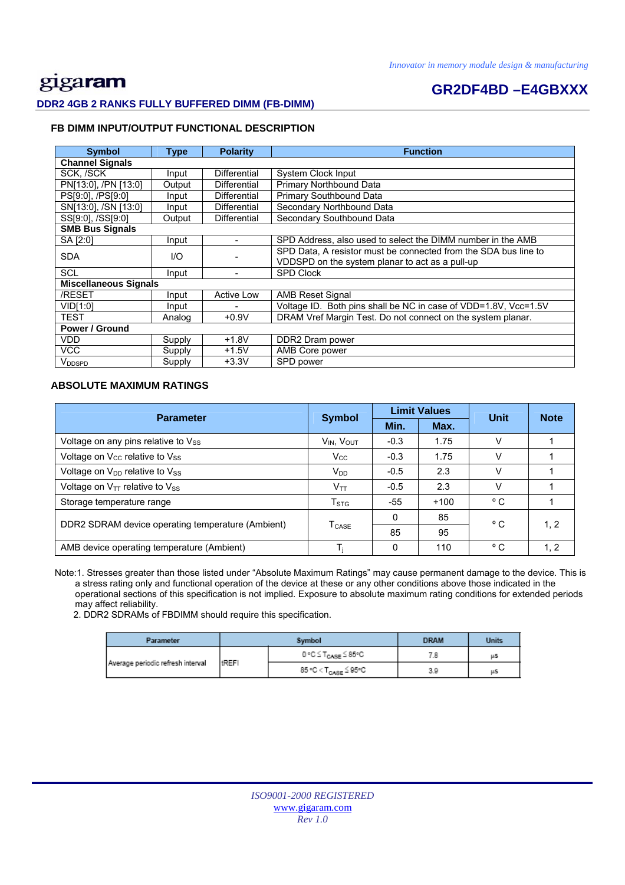## FB DIMM INPUT/OUTPUT FUNCTIONAL DESCRIPTION

| Symbol | Type | Polarity | Function |
|---|---|---|---|
| **Channel Signals** | | | |
| SCK, /SCK | Input | Differential | System Clock Input |
| PN[13:0], /PN [13:0] | Output | Differential | Primary Northbound Data |
| PS[9:0], /PS[9:0] | Input | Differential | Primary Southbound Data |
| SN[13:0], /SN [13:0] | Input | Differential | Secondary Northbound Data |
| SS[9:0], /SS[9:0] | Output | Differential | Secondary Southbound Data |
| **SMB Bus Signals** | | | |
| SA [2:0] | Input | - | SPD Address, also used to select the DIMM number in the AMB |
| SDA | I/O | - | SPD Data, A resistor must be connected from the SDA bus line to VDDSPD on the system planar to act as a pull-up |
| SCL | Input | - | SPD Clock |
| **Miscellaneous Signals** | | | |
| /RESET | Input | Active Low | AMB Reset Signal |
| VID[1:0] | Input | - | Voltage ID. Both pins shall be NC in case of VDD=1.8V, Vcc=1.5V |
| TEST | Analog | +0.9V | DRAM Vref Margin Test. Do not connect on the system planar. |
| **Power / Ground** | | | |
| VDD | Supply | +1.8V | DDR2 Dram power |
| VCC | Supply | +1.5V | AMB Core power |
| $V_{DDSPD}$ | Supply | +3.3V | SPD power |

## ABSOLUTE MAXIMUM RATINGS

| Parameter | Symbol | Limit Values | | Unit | Note |
|---|---|---|---|---|---|
| | | Min. | Max. | | |
| Voltage on any pins relative to $V_{SS}$ | $V_{IN}$, $V_{OUT}$ | -0.3 | 1.75 | V | 1 |
| Voltage on $V_{CC}$ relative to $V_{SS}$ | $V_{CC}$ | -0.3 | 1.75 | V | 1 |
| Voltage on $V_{DD}$ relative to $V_{SS}$ | $V_{DD}$ | -0.5 | 2.3 | V | 1 |
| Voltage on $V_{TT}$ relative to $V_{SS}$ | $V_{TT}$ | -0.5 | 2.3 | V | 1 |
| Storage temperature range | $T_{STG}$ | -55 | +100 | °C | 1 |
| DDR2 SDRAM device operating temperature (Ambient) | $T_{CASE}$ | 0 | 85 | °C | 1, 2 |
| | | 85 | 95 | | |
| AMB device operating temperature (Ambient) | $T_j$ | 0 | 110 | °C | 1, 2 |

Note:1. Stresses greater than those listed under “Absolute Maximum Ratings” may cause permanent damage to the device. This is a stress rating only and functional operation of the device at these or any other conditions above those indicated in the operational sections of this specification is not implied. Exposure to absolute maximum rating conditions for extended periods may affect reliability.
2. DDR2 SDRAMs of FBDIMM should require this specification.

| Parameter | Symbol | | DRAM | Units |
|---|---|---|---|---|
| Average periodic refresh interval | tREFI | $0°C \le T_{CASE} \le 85°C$ | 7.8 | µs |
| | | $85°C < T_{CASE} \le 95°C$ | 3.9 | µs |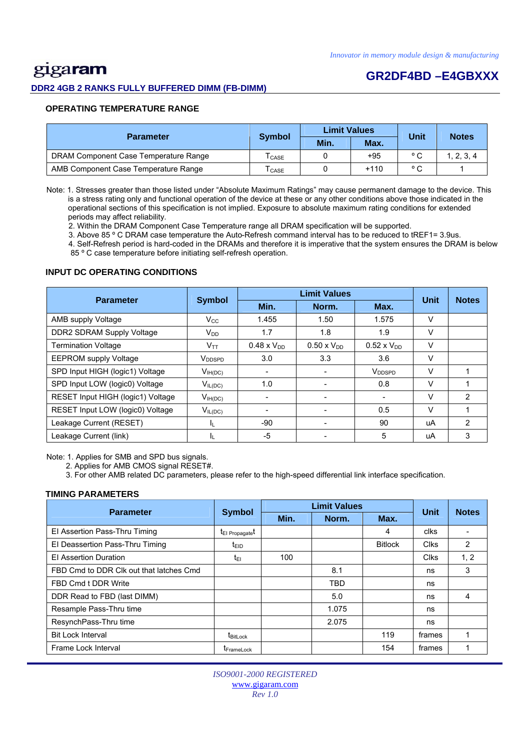## OPERATING TEMPERATURE RANGE

| Parameter | Symbol | Limit Values | | Unit | Notes |
|---|---|---|---|---|---|
| | | Min. | Max. | | |
| DRAM Component Case Temperature Range | $T_{CASE}$ | 0 | +95 | ° C | 1, 2, 3, 4 |
| AMB Component Case Temperature Range | $T_{CASE}$ | 0 | +110 | ° C | 1 |

Note: 1. Stresses greater than those listed under “Absolute Maximum Ratings” may cause permanent damage to the device. This is a stress rating only and functional operation of the device at these or any other conditions above those indicated in the operational sections of this specification is not implied. Exposure to absolute maximum rating conditions for extended periods may affect reliability.
2. Within the DRAM Component Case Temperature range all DRAM specification will be supported.
3. Above 85 ° C DRAM case temperature the Auto-Refresh command interval has to be reduced to tREF1= 3.9us.
4. Self-Refresh period is hard-coded in the DRAMs and therefore it is imperative that the system ensures the DRAM is below 85 ° C case temperature before initiating self-refresh operation.

## INPUT DC OPERATING CONDITIONS

| Parameter | Symbol | Limit Values | | | Unit | Notes |
|---|---|---|---|---|---|---|
| | | Min. | Norm. | Max. | | |
| AMB supply Voltage | $V_{CC}$ | 1.455 | 1.50 | 1.575 | V | |
| DDR2 SDRAM Supply Voltage | $V_{DD}$ | 1.7 | 1.8 | 1.9 | V | |
| Termination Voltage | $V_{TT}$ | 0.48 x $V_{DD}$ | 0.50 x $V_{DD}$ | 0.52 x $V_{DD}$ | V | |
| EEPROM supply Voltage | $V_{DDSPD}$ | 3.0 | 3.3 | 3.6 | V | |
| SPD Input HIGH (logic1) Voltage | $V_{IH(DC)}$ | - | - | $V_{DDSPD}$ | V | 1 |
| SPD Input LOW (logic0) Voltage | $V_{IL(DC)}$ | 1.0 | - | 0.8 | V | 1 |
| RESET Input HIGH (logic1) Voltage | $V_{IH(DC)}$ | - | - | - | V | 2 |
| RESET Input LOW (logic0) Voltage | $V_{IL(DC)}$ | - | - | 0.5 | V | 1 |
| Leakage Current (RESET) | $I_L$ | -90 | - | 90 | uA | 2 |
| Leakage Current (link) | $I_L$ | -5 | - | 5 | uA | 3 |

Note: 1. Applies for SMB and SPD bus signals.
2. Applies for AMB CMOS signal RESET#.
3. For other AMB related DC parameters, please refer to the high-speed differential link interface specification.

## TIMING PARAMETERS

| Parameter | Symbol | Limit Values | | | Unit | Notes |
|---|---|---|---|---|---|---|
| | | Min. | Norm. | Max. | | |
| EI Assertion Pass-Thru Timing | $t_{EI\ Propagate}t$ | | | 4 | clks | - |
| EI Deassertion Pass-Thru Timing | $t_{EID}$ | | | Bitlock | Clks | 2 |
| EI Assertion Duration | $t_{EI}$ | 100 | | | Clks | 1, 2 |
| FBD Cmd to DDR Clk out that latches Cmd | | | 8.1 | | ns | 3 |
| FBD Cmd t DDR Write | | | TBD | | ns | |
| DDR Read to FBD (last DIMM) | | | 5.0 | | ns | 4 |
| Resample Pass-Thru time | | | 1.075 | | ns | |
| ResynchPass-Thru time | | | 2.075 | | ns | |
| Bit Lock Interval | $t_{BitLock}$ | | | 119 | frames | 1 |
| Frame Lock Interval | $t_{FrameLock}$ | | | 154 | frames | 1 |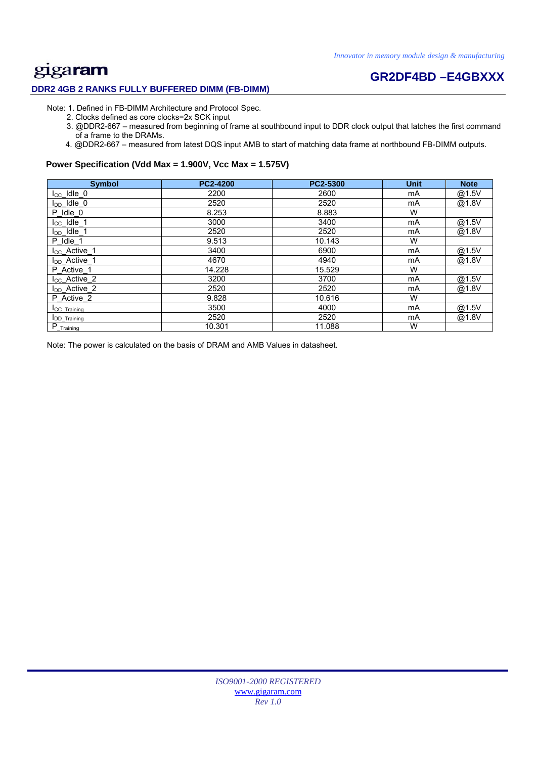Note: 1. Defined in FB-DIMM Architecture and Protocol Spec.
2. Clocks defined as core clocks=2x SCK input
3. @DDR2-667 – measured from beginning of frame at southbound input to DDR clock output that latches the first command of a frame to the DRAMs.
4. @DDR2-667 – measured from latest DQS input AMB to start of matching data frame at northbound FB-DIMM outputs.

**Power Specification (Vdd Max = 1.900V, Vcc Max = 1.575V)**

| Symbol | PC2-4200 | PC2-5300 | Unit | Note |
|---|---|---|---|---|
| $I_{CC}$_Idle_0 | 2200 | 2600 | mA | @1.5V |
| $I_{DD}$_Idle_0 | 2520 | 2520 | mA | @1.8V |
| P_Idle_0 | 8.253 | 8.883 | W | |
| $I_{CC}$_Idle_1 | 3000 | 3400 | mA | @1.5V |
| $I_{DD}$_Idle_1 | 2520 | 2520 | mA | @1.8V |
| P_Idle_1 | 9.513 | 10.143 | W | |
| $I_{CC}$_Active_1 | 3400 | 6900 | mA | @1.5V |
| $I_{DD}$_Active_1 | 4670 | 4940 | mA | @1.8V |
| P_Active_1 | 14.228 | 15.529 | W | |
| $I_{CC}$_Active_2 | 3200 | 3700 | mA | @1.5V |
| $I_{DD}$_Active_2 | 2520 | 2520 | mA | @1.8V |
| P_Active_2 | 9.828 | 10.616 | W | |
| $I_{CC\_Training}$ | 3500 | 4000 | mA | @1.5V |
| $I_{DD\_Training}$ | 2520 | 2520 | mA | @1.8V |
| $P_{\_Training}$ | 10.301 | 11.088 | W | |

Note: The power is calculated on the basis of DRAM and AMB Values in datasheet.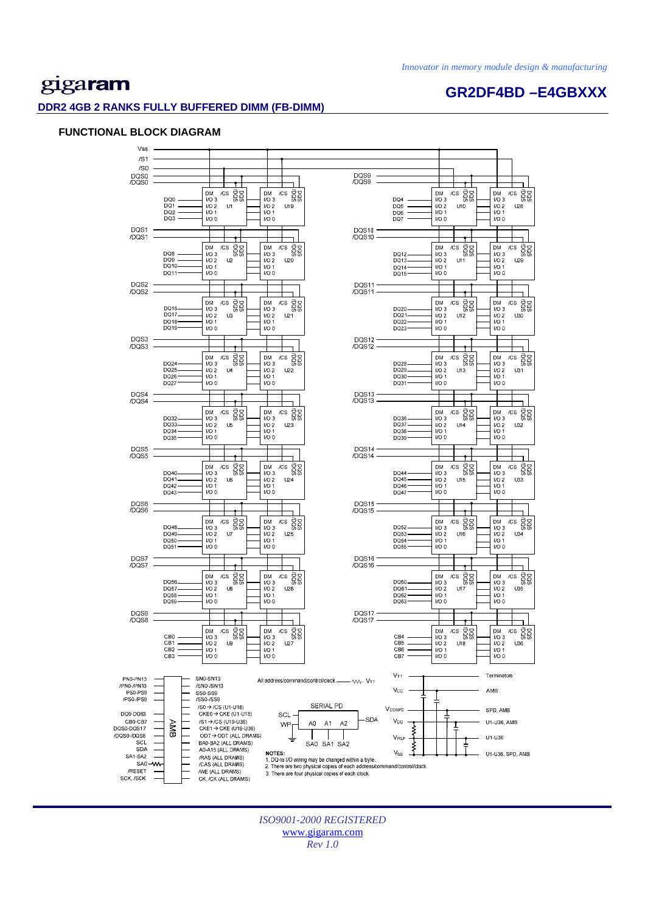# DDR2 4GB 2 RANKS FULLY BUFFERED DIMM (FB-DIMM)

## FUNCTIONAL BLOCK DIAGRAM

Vss
/S1
/S0

| Strobe | DQ | Rank 0 | Rank 1 | Strobe | DQ | Rank 0 | Rank 1 |
|---|---|---|---|---|---|---|---|
| DQS0 /DQS0 | DQ0–DQ3 | U1 | U19 | DQS9 /DQS9 | DQ4–DQ7 | U10 | U28 |
| DQS1 /DQS1 | DQ8–DQ11 | U2 | U20 | DQS10 /DQS10 | DQ12–DQ15 | U11 | U29 |
| DQS2 /DQS2 | DQ16–DQ19 | U3 | U21 | DQS11 /DQS11 | DQ20–DQ23 | U12 | U30 |
| DQS3 /DQS3 | DQ24–DQ27 | U4 | U22 | DQS12 /DQS12 | DQ28–DQ31 | U13 | U31 |
| DQS4 /DQS4 | DQ32–DQ35 | U5 | U23 | DQS13 /DQS13 | DQ36–DQ39 | U14 | U32 |
| DQS5 /DQS5 | DQ40–DQ43 | U6 | U24 | DQS14 /DQS14 | DQ44–DQ47 | U15 | U33 |
| DQS6 /DQS6 | DQ48–DQ51 | U7 | U25 | DQS15 /DQS15 | DQ52–DQ55 | U16 | U34 |
| DQS7 /DQS7 | DQ56–DQ59 | U8 | U26 | DQS16 /DQS16 | DQ60–DQ63 | U17 | U35 |
| DQS8 /DQS8 | CB0–CB3 | U9 | U27 | DQS17 /DQS17 | CB4–CB7 | U18 | U36 |

Each DRAM: DM, /CS, DQS, /DQS, I/O 3, I/O 2, I/O 1, I/O 0

**AMB**

| AMB inputs | AMB outputs |
|---|---|
| PN0-PN13 | SN0-SN13 |
| /PN0-/PN13 | /SN0-/SN13 |
| PS0-PS9 | SS0-SS9 |
| /PS0-/PS9 | /SS0-/SS9 |
| DQ0-DQ63 | /S0 → /CS (U1-U18) |
| CB0-CB7 | CKE0 → CKE (U1-U18) |
| DQS0-DQS17 | /S1 → /CS (U19-U36) |
| /DQS0-/DQS8 | CKE1 → CKE (U19-U36) |
| SCL | ODT → ODT (ALL DRAMS) |
| SDA | BA0-BA2 (ALL DRAMS) |
| SA1-SA2 | A0-A15 (ALL DRAMS) |
| SA0 | /RAS (ALL DRAMS) |
| /RESET | /CAS (ALL DRAMS) |
| SCK, /SCK | /WE (ALL DRAMS) |
| | CK, /CK (ALL DRAMS) |

All address/command/control/clock — $V_{TT}$

SERIAL PD: SCL, WP, A0, A1, A2, SDA; SA0 SA1 SA2

| Supply | Connected to |
|---|---|
| $V_{TT}$ | Terminators |
| $V_{CC}$ | AMB |
| $V_{DDSPD}$ | SPD, AMB |
| $V_{DD}$ | U1-U36, AMB |
| $V_{REF}$ | U1-U36 |
| $V_{SS}$ | U1-U36, SPD, AMB |

**NOTES:**
1. DQ-to I/O wiring may be changed within a byte.
2. There are two physical copies of each address/command/control/clock.
3. There are four physical copies of each clock.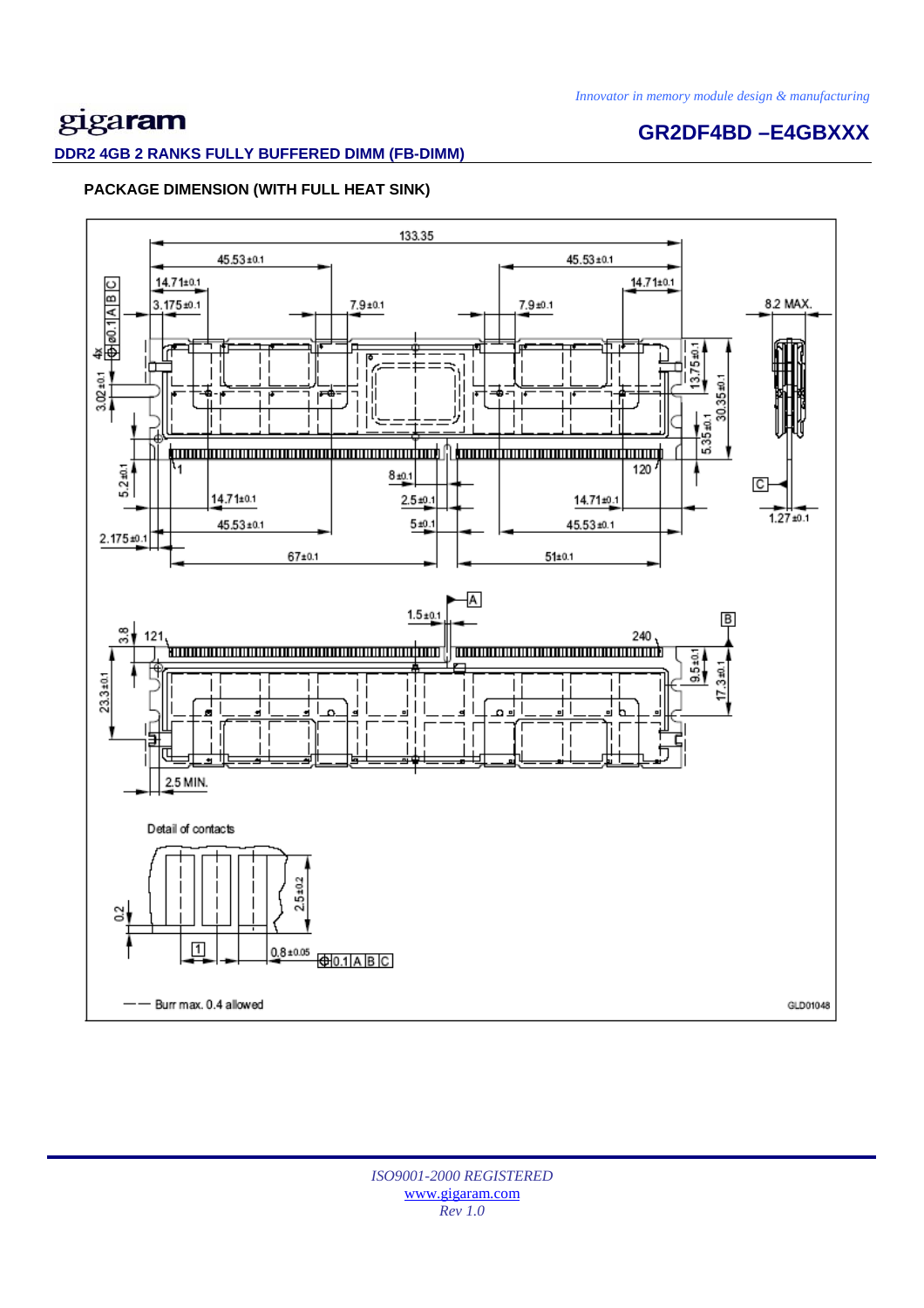## PACKAGE DIMENSION (WITH FULL HEAT SINK)

133.35
45.53±0.1
45.53±0.1
14.71±0.1
14.71±0.1
3.175±0.1
7.9±0.1
7.9±0.1
8.2 MAX.
4x ⊕ ø0.1 A B C
3.02±0.1
13.75±0.1
30.35±0.1
5.35±0.1
1
120
C
5.2±0.1
8±0.1
2.5±0.1
14.71±0.1
14.71±0.1
45.53±0.1
5±0.1
45.53±0.1
1.27±0.1
2.175±0.1
67±0.1
51±0.1
A
1.5±0.1
B
3.8
121
240
23.3±0.1
9.5±0.1
17.3±0.1
2.5 MIN.

Detail of contacts
0.2
2.5±0.2
1
0.8±0.05
⊕ 0.1 A B C

— Burr max. 0.4 allowed

GLD01048